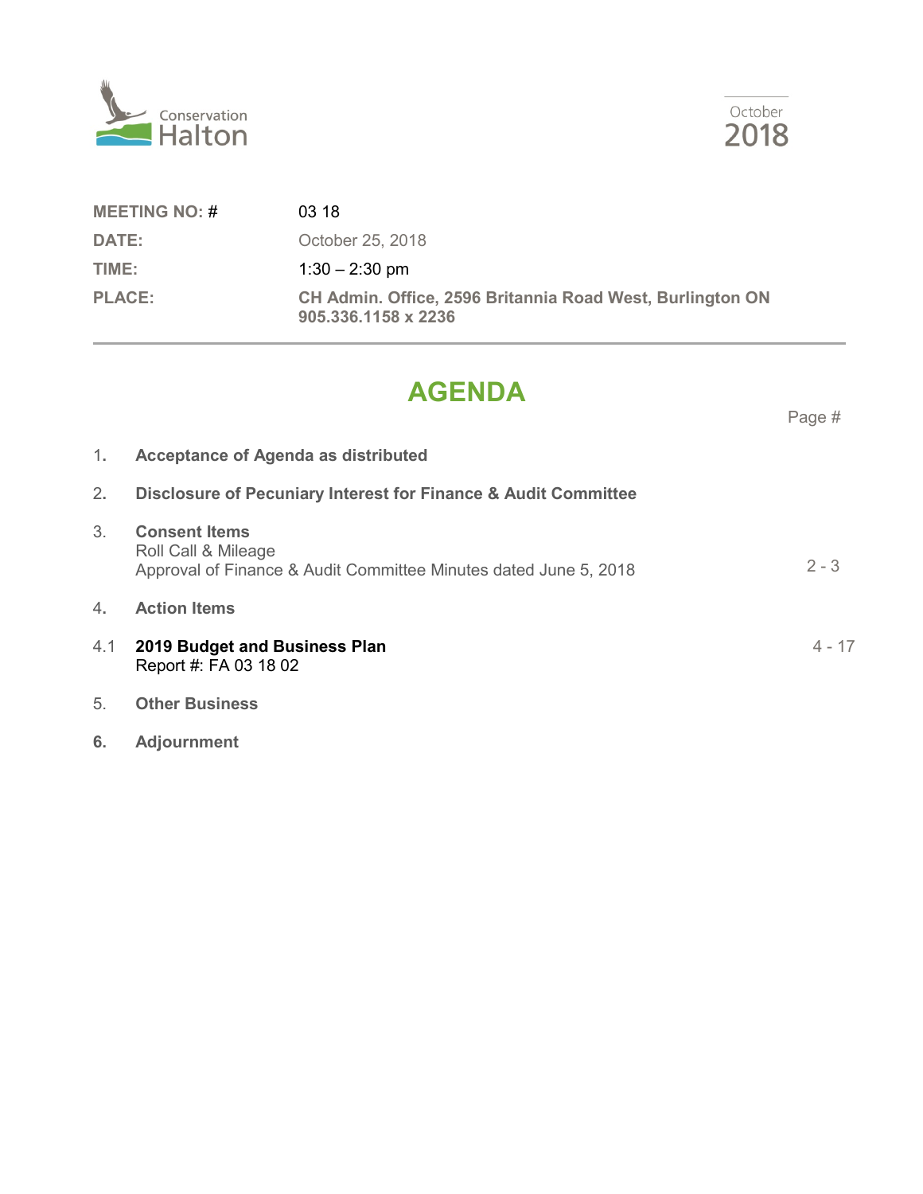Conservation Halton

October 2018

| | |
|---|---|
| **MEETING NO: #** | 03 18 |
| **DATE:** | October 25, 2018 |
| **TIME:** | 1:30 – 2:30 pm |
| **PLACE:** | **CH Admin. Office, 2596 Britannia Road West, Burlington ON 905.336.1158 x 2236** |

# AGENDA

| | | Page # |
|---|---|---|
| 1. | **Acceptance of Agenda as distributed** | |
| 2. | **Disclosure of Pecuniary Interest for Finance & Audit Committee** | |
| 3. | **Consent Items**<br>Roll Call & Mileage<br>Approval of Finance & Audit Committee Minutes dated June 5, 2018 | 2 - 3 |
| 4. | **Action Items** | |
| 4.1 | **2019 Budget and Business Plan**<br>Report #: FA 03 18 02 | 4 - 17 |
| 5. | **Other Business** | |
| 6. | **Adjournment** | |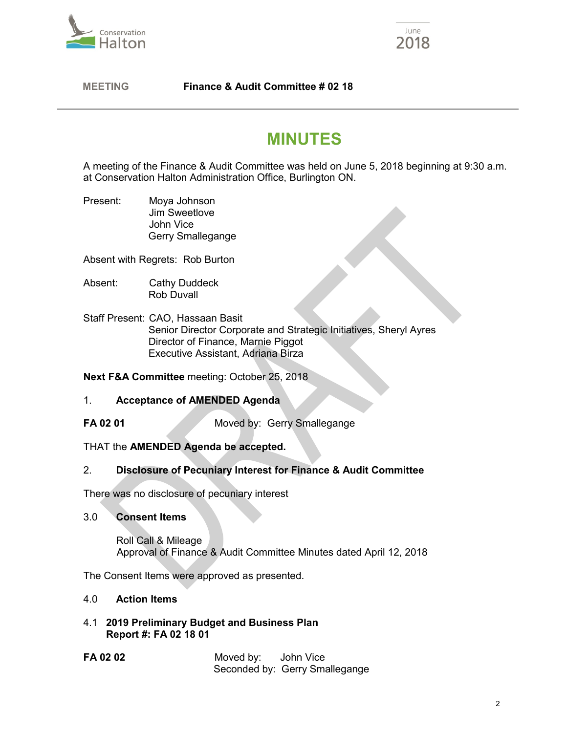**MEETING** **Finance & Audit Committee # 02 18**

# MINUTES

A meeting of the Finance & Audit Committee was held on June 5, 2018 beginning at 9:30 a.m. at Conservation Halton Administration Office, Burlington ON.

Present: Moya Johnson
Jim Sweetlove
John Vice
Gerry Smallegange

Absent with Regrets: Rob Burton

Absent: Cathy Duddeck
Rob Duvall

Staff Present: CAO, Hassaan Basit
Senior Director Corporate and Strategic Initiatives, Sheryl Ayres
Director of Finance, Marnie Piggot
Executive Assistant, Adriana Birza

**Next F&A Committee** meeting: October 25, 2018

1. **Acceptance of AMENDED Agenda**

**FA 02 01** Moved by: Gerry Smallegange

THAT the **AMENDED Agenda be accepted.**

2. **Disclosure of Pecuniary Interest for Finance & Audit Committee**

There was no disclosure of pecuniary interest

3.0 **Consent Items**

Roll Call & Mileage
Approval of Finance & Audit Committee Minutes dated April 12, 2018

The Consent Items were approved as presented.

4.0 **Action Items**

4.1 **2019 Preliminary Budget and Business Plan**
**Report #: FA 02 18 01**

**FA 02 02** Moved by: John Vice
Seconded by: Gerry Smallegange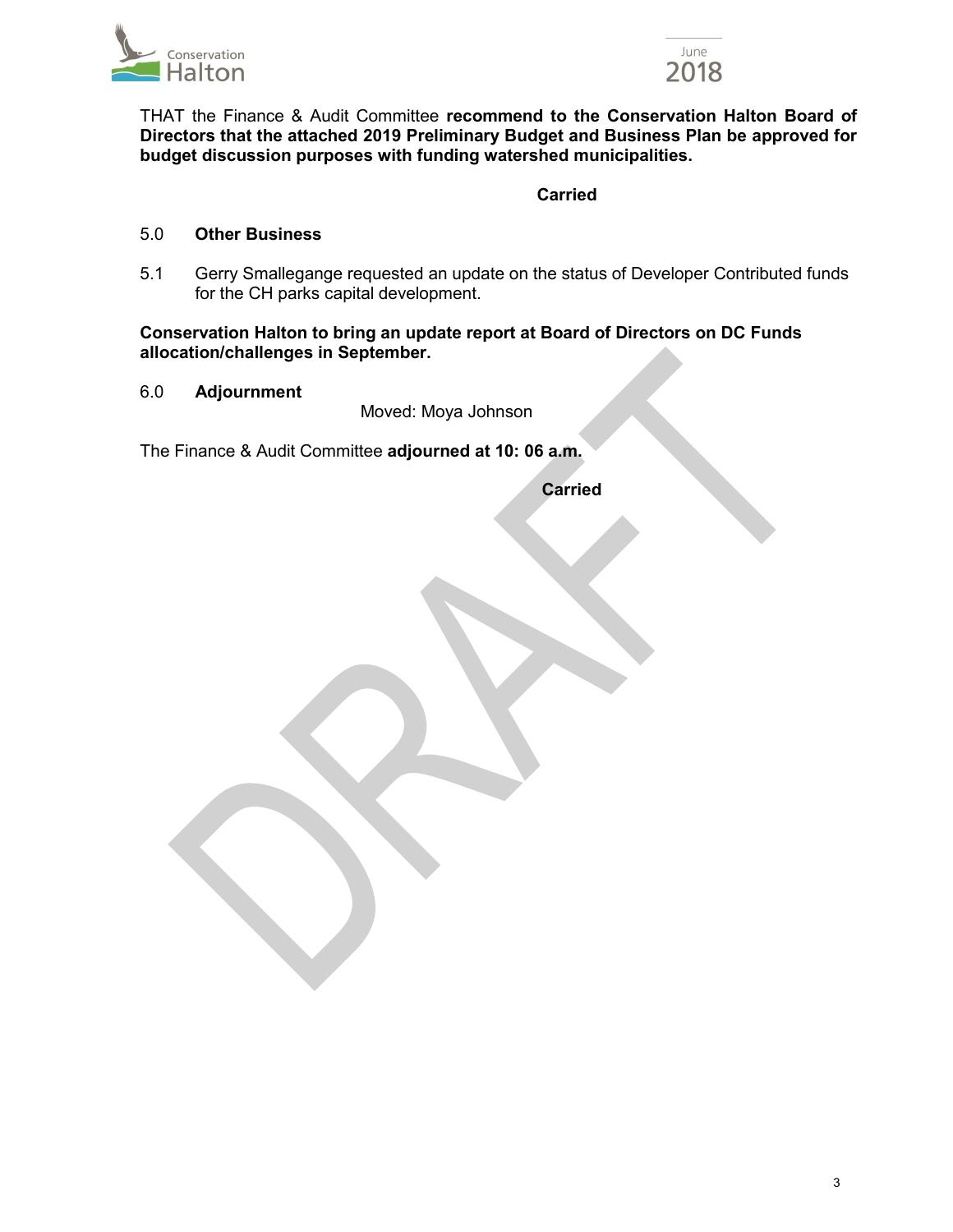THAT the Finance & Audit Committee **recommend to the Conservation Halton Board of Directors that the attached 2019 Preliminary Budget and Business Plan be approved for budget discussion purposes with funding watershed municipalities.**

**Carried**

## 5.0 Other Business

5.1 Gerry Smallegange requested an update on the status of Developer Contributed funds for the CH parks capital development.

**Conservation Halton to bring an update report at Board of Directors on DC Funds allocation/challenges in September.**

## 6.0 Adjournment

Moved: Moya Johnson

The Finance & Audit Committee **adjourned at 10: 06 a.m.**

**Carried**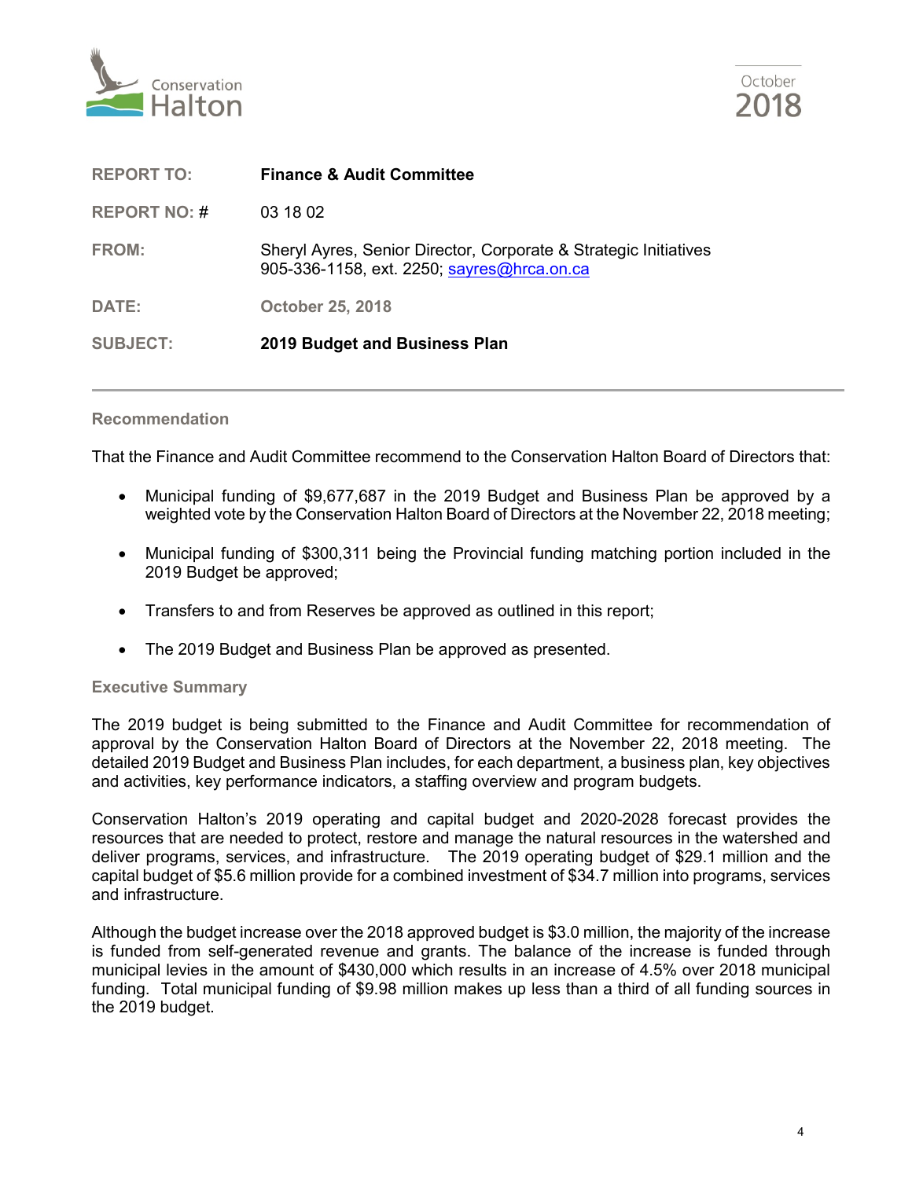Conservation Halton

October 2018

| | |
|---|---|
| **REPORT TO:** | **Finance & Audit Committee** |
| **REPORT NO: #** | 03 18 02 |
| **FROM:** | Sheryl Ayres, Senior Director, Corporate & Strategic Initiatives 905-336-1158, ext. 2250; sayres@hrca.on.ca |
| **DATE:** | **October 25, 2018** |
| **SUBJECT:** | **2019 Budget and Business Plan** |

## Recommendation

That the Finance and Audit Committee recommend to the Conservation Halton Board of Directors that:

- Municipal funding of $9,677,687 in the 2019 Budget and Business Plan be approved by a weighted vote by the Conservation Halton Board of Directors at the November 22, 2018 meeting;
- Municipal funding of $300,311 being the Provincial funding matching portion included in the 2019 Budget be approved;
- Transfers to and from Reserves be approved as outlined in this report;
- The 2019 Budget and Business Plan be approved as presented.

## Executive Summary

The 2019 budget is being submitted to the Finance and Audit Committee for recommendation of approval by the Conservation Halton Board of Directors at the November 22, 2018 meeting. The detailed 2019 Budget and Business Plan includes, for each department, a business plan, key objectives and activities, key performance indicators, a staffing overview and program budgets.

Conservation Halton's 2019 operating and capital budget and 2020-2028 forecast provides the resources that are needed to protect, restore and manage the natural resources in the watershed and deliver programs, services, and infrastructure. The 2019 operating budget of $29.1 million and the capital budget of $5.6 million provide for a combined investment of $34.7 million into programs, services and infrastructure.

Although the budget increase over the 2018 approved budget is $3.0 million, the majority of the increase is funded from self-generated revenue and grants. The balance of the increase is funded through municipal levies in the amount of $430,000 which results in an increase of 4.5% over 2018 municipal funding. Total municipal funding of $9.98 million makes up less than a third of all funding sources in the 2019 budget.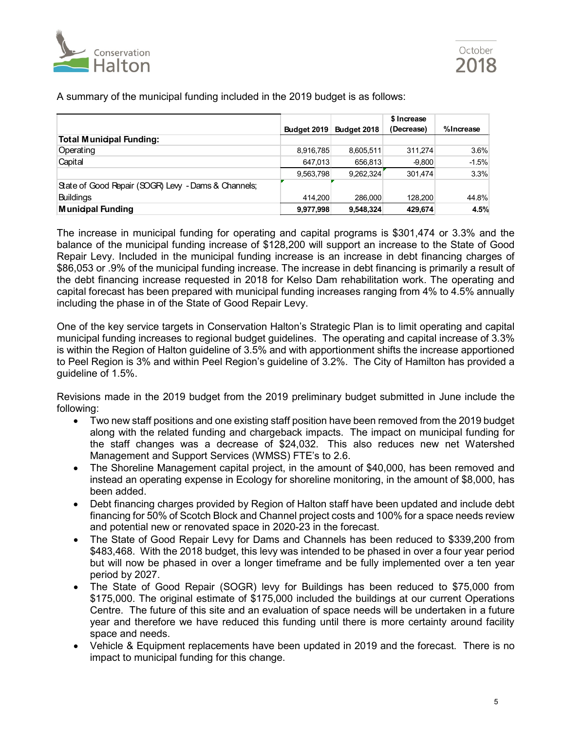A summary of the municipal funding included in the 2019 budget is as follows:

| | Budget 2019 | Budget 2018 | $ Increase (Decrease) | %Increase |
|---|---|---|---|---|
| **Total Municipal Funding:** | | | | |
| Operating | 8,916,785 | 8,605,511 | 311,274 | 3.6% |
| Capital | 647,013 | 656,813 | -9,800 | -1.5% |
| | 9,563,798 | 9,262,324 | 301,474 | 3.3% |
| State of Good Repair (SOGR) Levy - Dams & Channels; Buildings | 414,200 | 286,000 | 128,200 | 44.8% |
| **Municipal Funding** | **9,977,998** | **9,548,324** | **429,674** | **4.5%** |

The increase in municipal funding for operating and capital programs is $301,474 or 3.3% and the balance of the municipal funding increase of $128,200 will support an increase to the State of Good Repair Levy. Included in the municipal funding increase is an increase in debt financing charges of $86,053 or .9% of the municipal funding increase. The increase in debt financing is primarily a result of the debt financing increase requested in 2018 for Kelso Dam rehabilitation work. The operating and capital forecast has been prepared with municipal funding increases ranging from 4% to 4.5% annually including the phase in of the State of Good Repair Levy.

One of the key service targets in Conservation Halton's Strategic Plan is to limit operating and capital municipal funding increases to regional budget guidelines. The operating and capital increase of 3.3% is within the Region of Halton guideline of 3.5% and with apportionment shifts the increase apportioned to Peel Region is 3% and within Peel Region's guideline of 3.2%. The City of Hamilton has provided a guideline of 1.5%.

Revisions made in the 2019 budget from the 2019 preliminary budget submitted in June include the following:

- Two new staff positions and one existing staff position have been removed from the 2019 budget along with the related funding and chargeback impacts. The impact on municipal funding for the staff changes was a decrease of $24,032. This also reduces new net Watershed Management and Support Services (WMSS) FTE's to 2.6.
- The Shoreline Management capital project, in the amount of $40,000, has been removed and instead an operating expense in Ecology for shoreline monitoring, in the amount of $8,000, has been added.
- Debt financing charges provided by Region of Halton staff have been updated and include debt financing for 50% of Scotch Block and Channel project costs and 100% for a space needs review and potential new or renovated space in 2020-23 in the forecast.
- The State of Good Repair Levy for Dams and Channels has been reduced to $339,200 from $483,468. With the 2018 budget, this levy was intended to be phased in over a four year period but will now be phased in over a longer timeframe and be fully implemented over a ten year period by 2027.
- The State of Good Repair (SOGR) levy for Buildings has been reduced to $75,000 from $175,000. The original estimate of $175,000 included the buildings at our current Operations Centre. The future of this site and an evaluation of space needs will be undertaken in a future year and therefore we have reduced this funding until there is more certainty around facility space and needs.
- Vehicle & Equipment replacements have been updated in 2019 and the forecast. There is no impact to municipal funding for this change.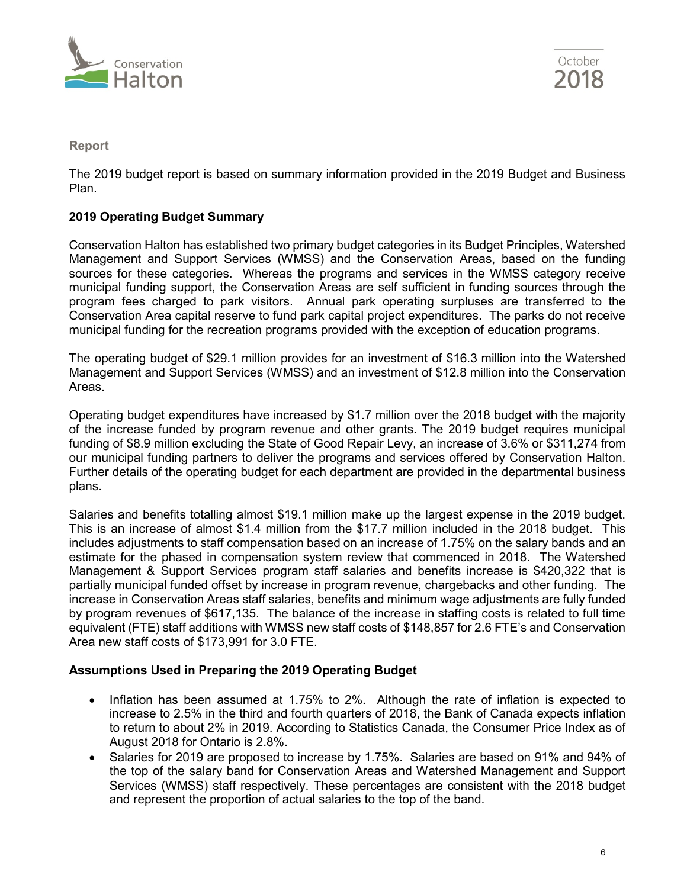**Report**

The 2019 budget report is based on summary information provided in the 2019 Budget and Business Plan.

**2019 Operating Budget Summary**

Conservation Halton has established two primary budget categories in its Budget Principles, Watershed Management and Support Services (WMSS) and the Conservation Areas, based on the funding sources for these categories. Whereas the programs and services in the WMSS category receive municipal funding support, the Conservation Areas are self sufficient in funding sources through the program fees charged to park visitors. Annual park operating surpluses are transferred to the Conservation Area capital reserve to fund park capital project expenditures. The parks do not receive municipal funding for the recreation programs provided with the exception of education programs.

The operating budget of $29.1 million provides for an investment of $16.3 million into the Watershed Management and Support Services (WMSS) and an investment of $12.8 million into the Conservation Areas.

Operating budget expenditures have increased by $1.7 million over the 2018 budget with the majority of the increase funded by program revenue and other grants. The 2019 budget requires municipal funding of $8.9 million excluding the State of Good Repair Levy, an increase of 3.6% or $311,274 from our municipal funding partners to deliver the programs and services offered by Conservation Halton. Further details of the operating budget for each department are provided in the departmental business plans.

Salaries and benefits totalling almost $19.1 million make up the largest expense in the 2019 budget. This is an increase of almost $1.4 million from the $17.7 million included in the 2018 budget. This includes adjustments to staff compensation based on an increase of 1.75% on the salary bands and an estimate for the phased in compensation system review that commenced in 2018. The Watershed Management & Support Services program staff salaries and benefits increase is $420,322 that is partially municipal funded offset by increase in program revenue, chargebacks and other funding. The increase in Conservation Areas staff salaries, benefits and minimum wage adjustments are fully funded by program revenues of $617,135. The balance of the increase in staffing costs is related to full time equivalent (FTE) staff additions with WMSS new staff costs of $148,857 for 2.6 FTE's and Conservation Area new staff costs of $173,991 for 3.0 FTE.

**Assumptions Used in Preparing the 2019 Operating Budget**

- Inflation has been assumed at 1.75% to 2%. Although the rate of inflation is expected to increase to 2.5% in the third and fourth quarters of 2018, the Bank of Canada expects inflation to return to about 2% in 2019. According to Statistics Canada, the Consumer Price Index as of August 2018 for Ontario is 2.8%.
- Salaries for 2019 are proposed to increase by 1.75%. Salaries are based on 91% and 94% of the top of the salary band for Conservation Areas and Watershed Management and Support Services (WMSS) staff respectively. These percentages are consistent with the 2018 budget and represent the proportion of actual salaries to the top of the band.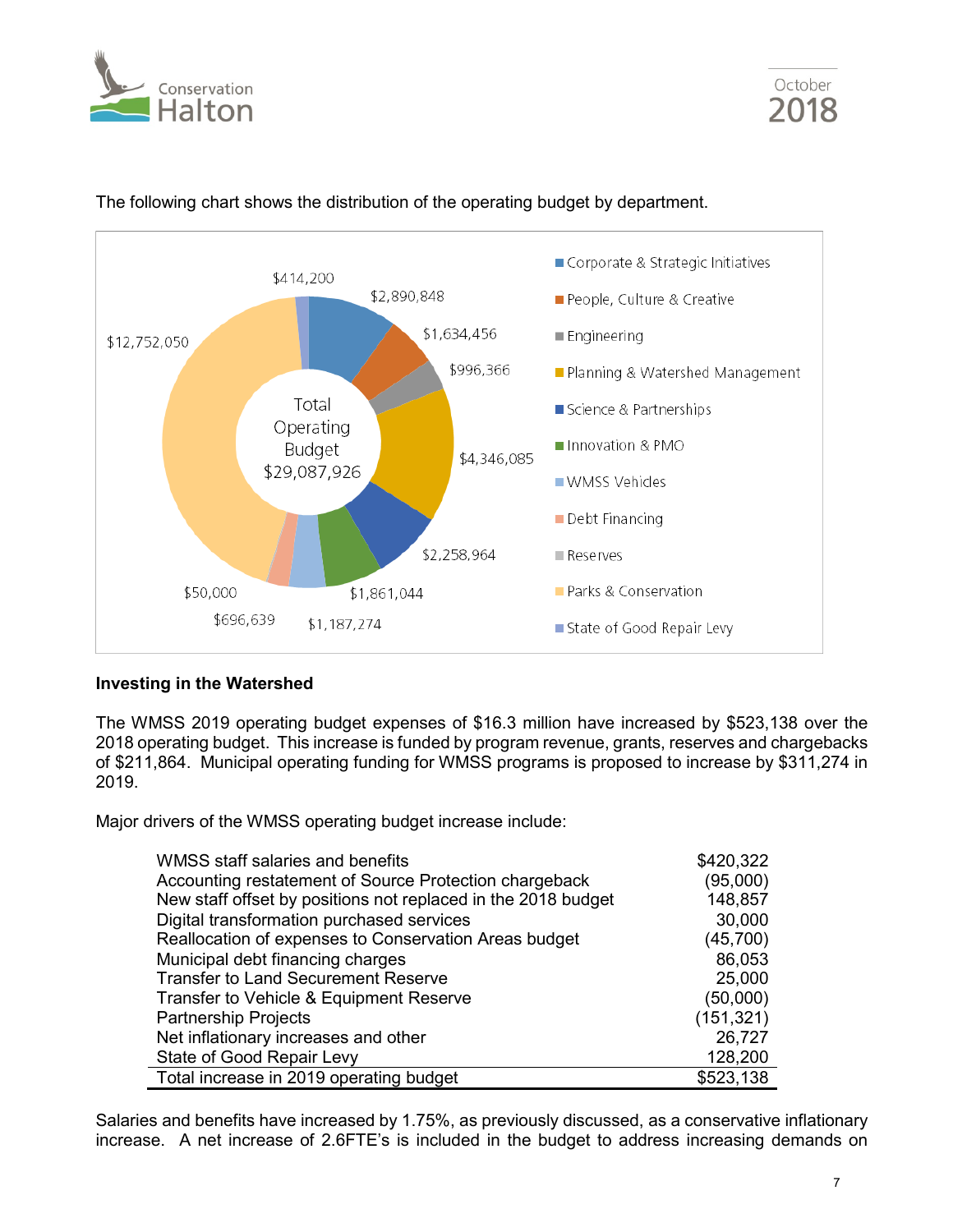The following chart shows the distribution of the operating budget by department.

| Department | Amount |
|---|---|
| Corporate & Strategic Initiatives | $2,890,848 |
| People, Culture & Creative | $1,634,456 |
| Engineering | $996,366 |
| Planning & Watershed Management | $4,346,085 |
| Science & Partnerships | $2,258,964 |
| Innovation & PMO | $1,861,044 |
| WMSS Vehicles | $1,187,274 |
| Debt Financing | $696,639 |
| Reserves | $50,000 |
| Parks & Conservation | $12,752,050 |
| State of Good Repair Levy | $414,200 |
| **Total Operating Budget** | **$29,087,926** |

## Investing in the Watershed

The WMSS 2019 operating budget expenses of $16.3 million have increased by $523,138 over the 2018 operating budget. This increase is funded by program revenue, grants, reserves and chargebacks of $211,864. Municipal operating funding for WMSS programs is proposed to increase by $311,274 in 2019.

Major drivers of the WMSS operating budget increase include:

| | |
|---|---:|
| WMSS staff salaries and benefits | $420,322 |
| Accounting restatement of Source Protection chargeback | (95,000) |
| New staff offset by positions not replaced in the 2018 budget | 148,857 |
| Digital transformation purchased services | 30,000 |
| Reallocation of expenses to Conservation Areas budget | (45,700) |
| Municipal debt financing charges | 86,053 |
| Transfer to Land Securement Reserve | 25,000 |
| Transfer to Vehicle & Equipment Reserve | (50,000) |
| Partnership Projects | (151,321) |
| Net inflationary increases and other | 26,727 |
| State of Good Repair Levy | 128,200 |
| Total increase in 2019 operating budget | $523,138 |

Salaries and benefits have increased by 1.75%, as previously discussed, as a conservative inflationary increase. A net increase of 2.6FTE's is included in the budget to address increasing demands on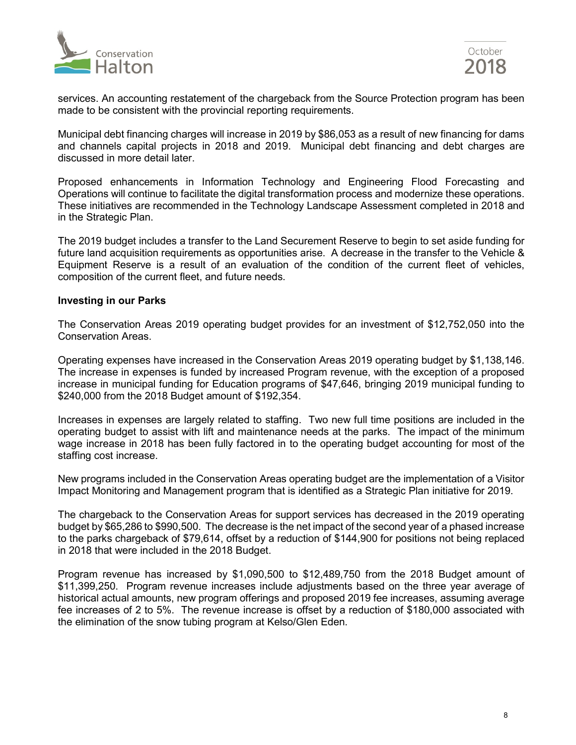services. An accounting restatement of the chargeback from the Source Protection program has been made to be consistent with the provincial reporting requirements.

Municipal debt financing charges will increase in 2019 by $86,053 as a result of new financing for dams and channels capital projects in 2018 and 2019. Municipal debt financing and debt charges are discussed in more detail later.

Proposed enhancements in Information Technology and Engineering Flood Forecasting and Operations will continue to facilitate the digital transformation process and modernize these operations. These initiatives are recommended in the Technology Landscape Assessment completed in 2018 and in the Strategic Plan.

The 2019 budget includes a transfer to the Land Securement Reserve to begin to set aside funding for future land acquisition requirements as opportunities arise. A decrease in the transfer to the Vehicle & Equipment Reserve is a result of an evaluation of the condition of the current fleet of vehicles, composition of the current fleet, and future needs.

**Investing in our Parks**

The Conservation Areas 2019 operating budget provides for an investment of $12,752,050 into the Conservation Areas.

Operating expenses have increased in the Conservation Areas 2019 operating budget by $1,138,146. The increase in expenses is funded by increased Program revenue, with the exception of a proposed increase in municipal funding for Education programs of $47,646, bringing 2019 municipal funding to $240,000 from the 2018 Budget amount of $192,354.

Increases in expenses are largely related to staffing. Two new full time positions are included in the operating budget to assist with lift and maintenance needs at the parks. The impact of the minimum wage increase in 2018 has been fully factored in to the operating budget accounting for most of the staffing cost increase.

New programs included in the Conservation Areas operating budget are the implementation of a Visitor Impact Monitoring and Management program that is identified as a Strategic Plan initiative for 2019.

The chargeback to the Conservation Areas for support services has decreased in the 2019 operating budget by $65,286 to $990,500. The decrease is the net impact of the second year of a phased increase to the parks chargeback of $79,614, offset by a reduction of $144,900 for positions not being replaced in 2018 that were included in the 2018 Budget.

Program revenue has increased by $1,090,500 to $12,489,750 from the 2018 Budget amount of $11,399,250. Program revenue increases include adjustments based on the three year average of historical actual amounts, new program offerings and proposed 2019 fee increases, assuming average fee increases of 2 to 5%. The revenue increase is offset by a reduction of $180,000 associated with the elimination of the snow tubing program at Kelso/Glen Eden.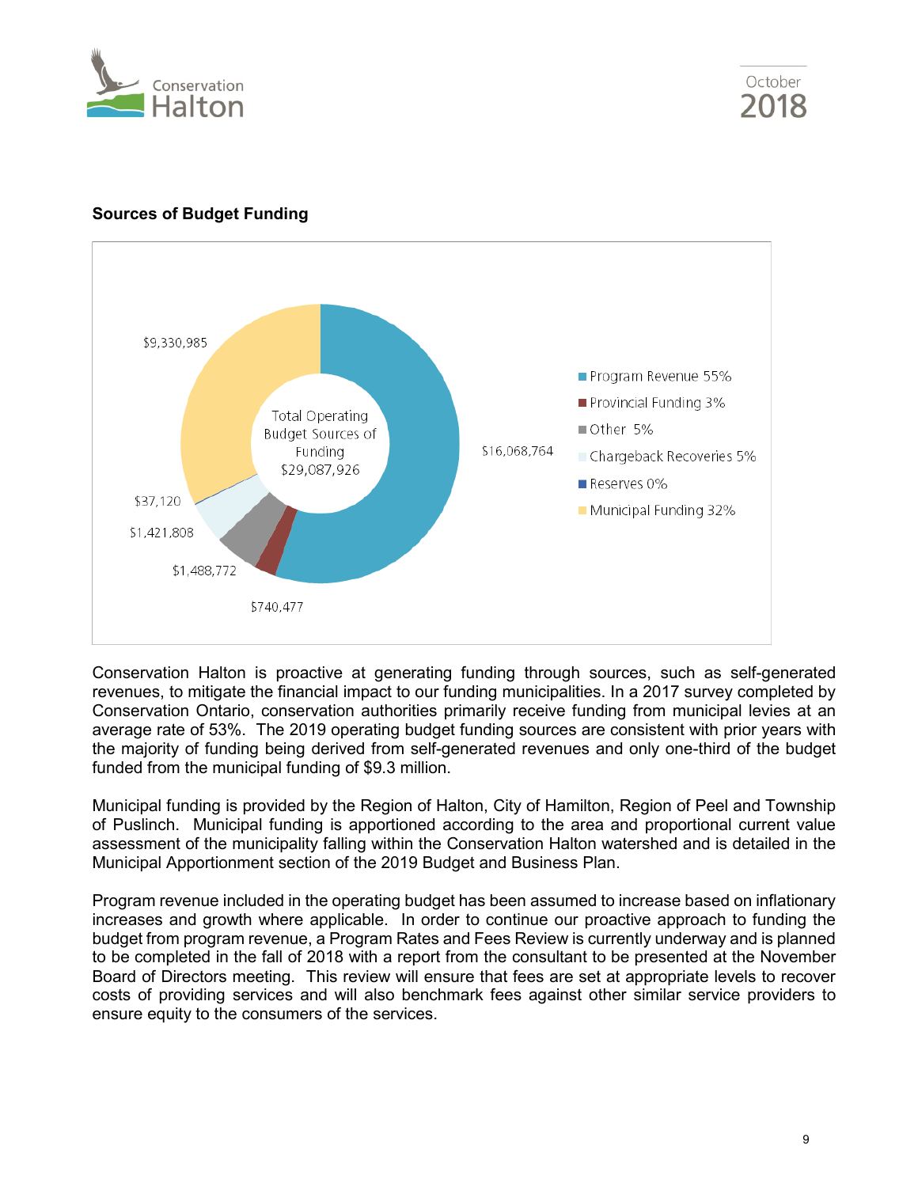**Sources of Budget Funding**

Total Operating Budget Sources of Funding $29,087,926

| Source | Amount | Percentage |
| --- | --- | --- |
| Program Revenue | $16,068,764 | 55% |
| Provincial Funding | $740,477 | 3% |
| Other | $1,488,772 | 5% |
| Chargeback Recoveries | $1,421,808 | 5% |
| Reserves | $37,120 | 0% |
| Municipal Funding | $9,330,985 | 32% |

Conservation Halton is proactive at generating funding through sources, such as self-generated revenues, to mitigate the financial impact to our funding municipalities. In a 2017 survey completed by Conservation Ontario, conservation authorities primarily receive funding from municipal levies at an average rate of 53%. The 2019 operating budget funding sources are consistent with prior years with the majority of funding being derived from self-generated revenues and only one-third of the budget funded from the municipal funding of $9.3 million.

Municipal funding is provided by the Region of Halton, City of Hamilton, Region of Peel and Township of Puslinch. Municipal funding is apportioned according to the area and proportional current value assessment of the municipality falling within the Conservation Halton watershed and is detailed in the Municipal Apportionment section of the 2019 Budget and Business Plan.

Program revenue included in the operating budget has been assumed to increase based on inflationary increases and growth where applicable. In order to continue our proactive approach to funding the budget from program revenue, a Program Rates and Fees Review is currently underway and is planned to be completed in the fall of 2018 with a report from the consultant to be presented at the November Board of Directors meeting. This review will ensure that fees are set at appropriate levels to recover costs of providing services and will also benchmark fees against other similar service providers to ensure equity to the consumers of the services.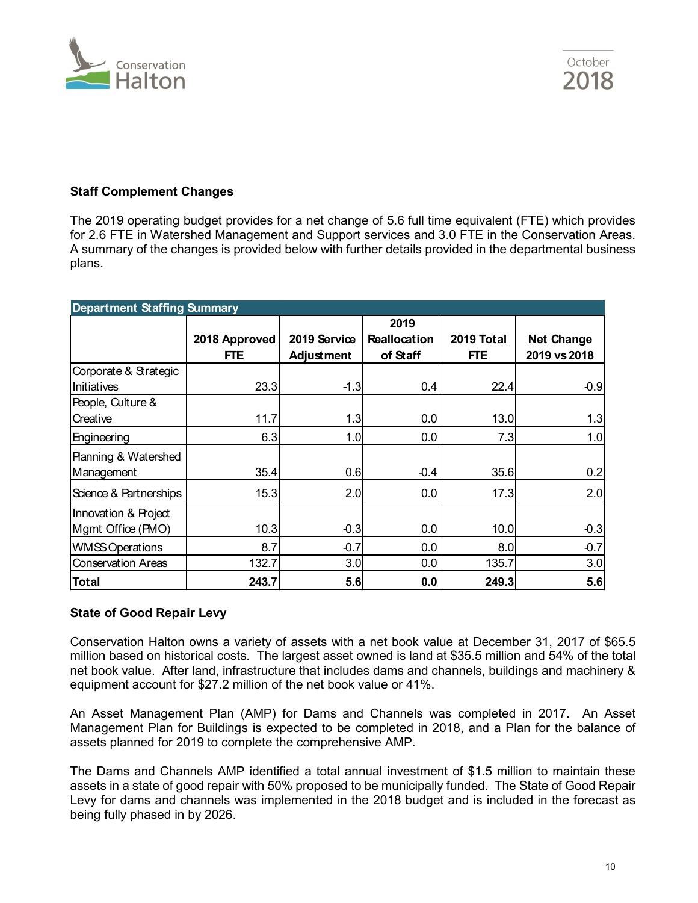### Staff Complement Changes

The 2019 operating budget provides for a net change of 5.6 full time equivalent (FTE) which provides for 2.6 FTE in Watershed Management and Support services and 3.0 FTE in the Conservation Areas. A summary of the changes is provided below with further details provided in the departmental business plans.

| Department Staffing Summary | | | | | |
|---|---|---|---|---|---|
| | 2018 Approved FTE | 2019 Service Adjustment | 2019 Reallocation of Staff | 2019 Total FTE | Net Change 2019 vs 2018 |
| Corporate & Strategic Initiatives | 23.3 | -1.3 | 0.4 | 22.4 | -0.9 |
| People, Culture & Creative | 11.7 | 1.3 | 0.0 | 13.0 | 1.3 |
| Engineering | 6.3 | 1.0 | 0.0 | 7.3 | 1.0 |
| Planning & Watershed Management | 35.4 | 0.6 | -0.4 | 35.6 | 0.2 |
| Science & Partnerships | 15.3 | 2.0 | 0.0 | 17.3 | 2.0 |
| Innovation & Project Mgmt Office (PMO) | 10.3 | -0.3 | 0.0 | 10.0 | -0.3 |
| WMSS Operations | 8.7 | -0.7 | 0.0 | 8.0 | -0.7 |
| Conservation Areas | 132.7 | 3.0 | 0.0 | 135.7 | 3.0 |
| **Total** | **243.7** | **5.6** | **0.0** | **249.3** | **5.6** |

### State of Good Repair Levy

Conservation Halton owns a variety of assets with a net book value at December 31, 2017 of $65.5 million based on historical costs. The largest asset owned is land at $35.5 million and 54% of the total net book value. After land, infrastructure that includes dams and channels, buildings and machinery & equipment account for $27.2 million of the net book value or 41%.

An Asset Management Plan (AMP) for Dams and Channels was completed in 2017. An Asset Management Plan for Buildings is expected to be completed in 2018, and a Plan for the balance of assets planned for 2019 to complete the comprehensive AMP.

The Dams and Channels AMP identified a total annual investment of $1.5 million to maintain these assets in a state of good repair with 50% proposed to be municipally funded. The State of Good Repair Levy for dams and channels was implemented in the 2018 budget and is included in the forecast as being fully phased in by 2026.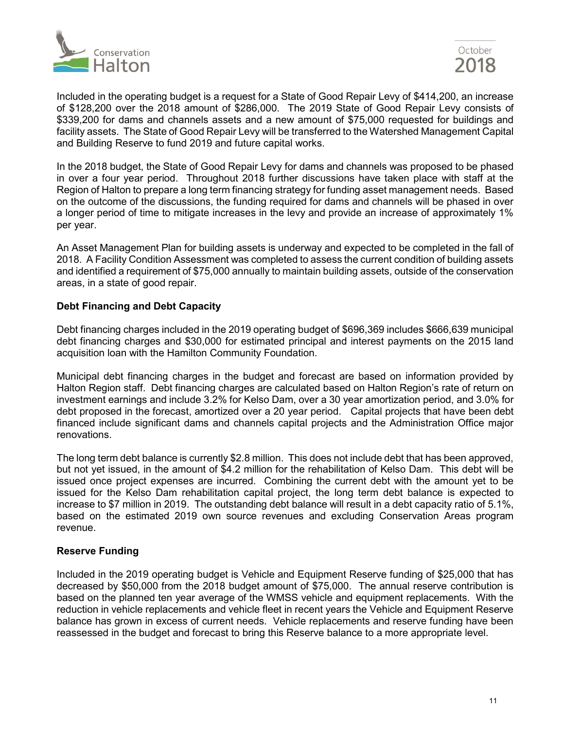Included in the operating budget is a request for a State of Good Repair Levy of $414,200, an increase of $128,200 over the 2018 amount of $286,000. The 2019 State of Good Repair Levy consists of $339,200 for dams and channels assets and a new amount of $75,000 requested for buildings and facility assets. The State of Good Repair Levy will be transferred to the Watershed Management Capital and Building Reserve to fund 2019 and future capital works.

In the 2018 budget, the State of Good Repair Levy for dams and channels was proposed to be phased in over a four year period. Throughout 2018 further discussions have taken place with staff at the Region of Halton to prepare a long term financing strategy for funding asset management needs. Based on the outcome of the discussions, the funding required for dams and channels will be phased in over a longer period of time to mitigate increases in the levy and provide an increase of approximately 1% per year.

An Asset Management Plan for building assets is underway and expected to be completed in the fall of 2018. A Facility Condition Assessment was completed to assess the current condition of building assets and identified a requirement of $75,000 annually to maintain building assets, outside of the conservation areas, in a state of good repair.

**Debt Financing and Debt Capacity**

Debt financing charges included in the 2019 operating budget of $696,369 includes $666,639 municipal debt financing charges and $30,000 for estimated principal and interest payments on the 2015 land acquisition loan with the Hamilton Community Foundation.

Municipal debt financing charges in the budget and forecast are based on information provided by Halton Region staff. Debt financing charges are calculated based on Halton Region's rate of return on investment earnings and include 3.2% for Kelso Dam, over a 30 year amortization period, and 3.0% for debt proposed in the forecast, amortized over a 20 year period. Capital projects that have been debt financed include significant dams and channels capital projects and the Administration Office major renovations.

The long term debt balance is currently $2.8 million. This does not include debt that has been approved, but not yet issued, in the amount of $4.2 million for the rehabilitation of Kelso Dam. This debt will be issued once project expenses are incurred. Combining the current debt with the amount yet to be issued for the Kelso Dam rehabilitation capital project, the long term debt balance is expected to increase to $7 million in 2019. The outstanding debt balance will result in a debt capacity ratio of 5.1%, based on the estimated 2019 own source revenues and excluding Conservation Areas program revenue.

**Reserve Funding**

Included in the 2019 operating budget is Vehicle and Equipment Reserve funding of $25,000 that has decreased by $50,000 from the 2018 budget amount of $75,000. The annual reserve contribution is based on the planned ten year average of the WMSS vehicle and equipment replacements. With the reduction in vehicle replacements and vehicle fleet in recent years the Vehicle and Equipment Reserve balance has grown in excess of current needs. Vehicle replacements and reserve funding have been reassessed in the budget and forecast to bring this Reserve balance to a more appropriate level.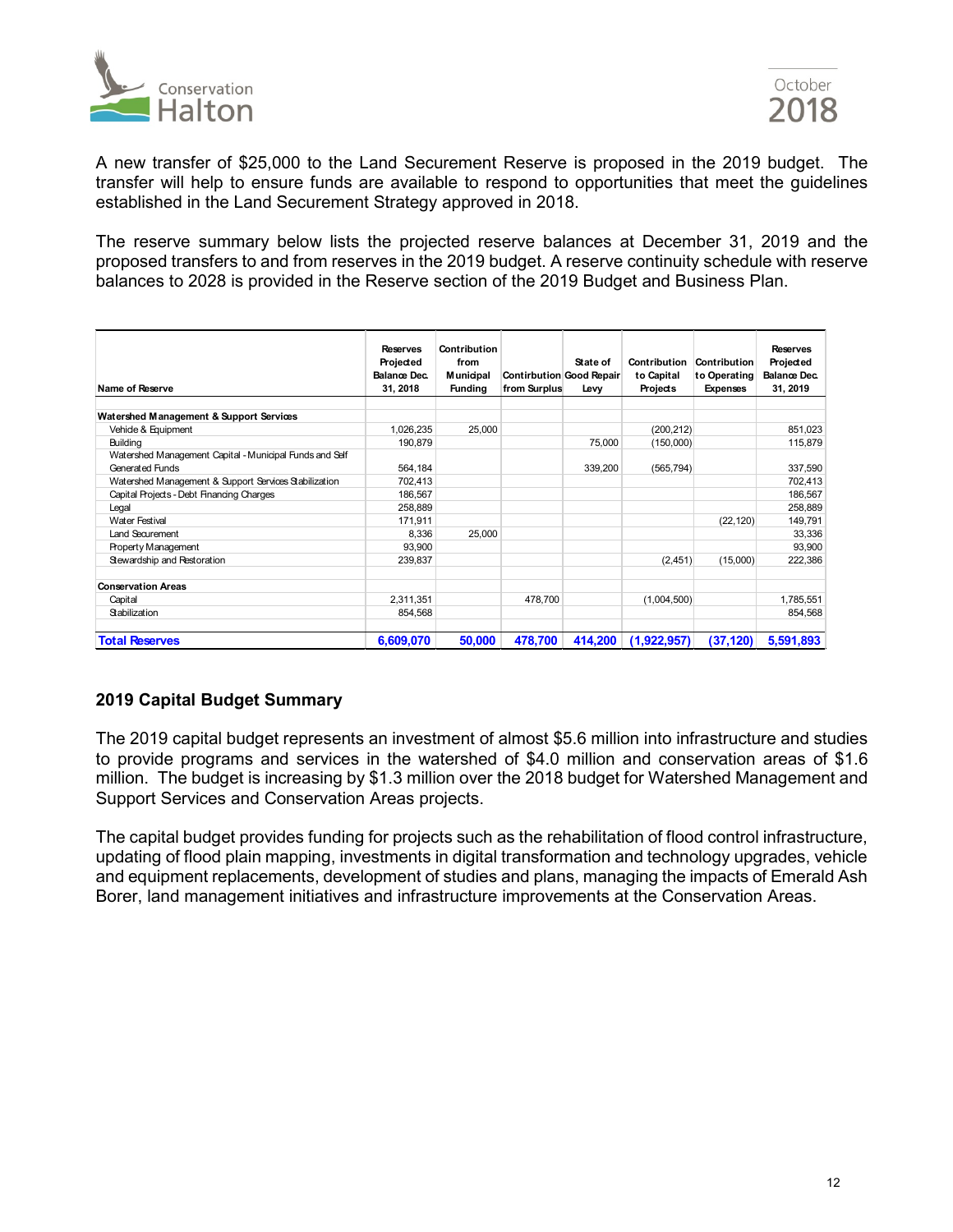A new transfer of $25,000 to the Land Securement Reserve is proposed in the 2019 budget. The transfer will help to ensure funds are available to respond to opportunities that meet the guidelines established in the Land Securement Strategy approved in 2018.

The reserve summary below lists the projected reserve balances at December 31, 2019 and the proposed transfers to and from reserves in the 2019 budget. A reserve continuity schedule with reserve balances to 2028 is provided in the Reserve section of the 2019 Budget and Business Plan.

| Name of Reserve | Reserves Projected Balance Dec. 31, 2018 | Contribution from Municipal Funding | Contirbution from Surplus | State of Good Repair Levy | Contribution to Capital Projects | Contribution to Operating Expenses | Reserves Projected Balance Dec. 31, 2019 |
|---|---|---|---|---|---|---|---|
| **Watershed Management & Support Services** | | | | | | | |
| Vehicle & Equipment | 1,026,235 | 25,000 | | | (200,212) | | 851,023 |
| Building | 190,879 | | | 75,000 | (150,000) | | 115,879 |
| Watershed Management Capital - Municipal Funds and Self Generated Funds | 564,184 | | | 339,200 | (565,794) | | 337,590 |
| Watershed Management & Support Services Stabilization | 702,413 | | | | | | 702,413 |
| Capital Projects - Debt Financing Charges | 186,567 | | | | | | 186,567 |
| Legal | 258,889 | | | | | | 258,889 |
| Water Festival | 171,911 | | | | | (22,120) | 149,791 |
| Land Securement | 8,336 | 25,000 | | | | | 33,336 |
| Property Management | 93,900 | | | | | | 93,900 |
| Stewardship and Restoration | 239,837 | | | | (2,451) | (15,000) | 222,386 |
| **Conservation Areas** | | | | | | | |
| Capital | 2,311,351 | | 478,700 | | (1,004,500) | | 1,785,551 |
| Stabilization | 854,568 | | | | | | 854,568 |
| **Total Reserves** | **6,609,070** | **50,000** | **478,700** | **414,200** | **(1,922,957)** | **(37,120)** | **5,591,893** |

## 2019 Capital Budget Summary

The 2019 capital budget represents an investment of almost $5.6 million into infrastructure and studies to provide programs and services in the watershed of $4.0 million and conservation areas of $1.6 million. The budget is increasing by $1.3 million over the 2018 budget for Watershed Management and Support Services and Conservation Areas projects.

The capital budget provides funding for projects such as the rehabilitation of flood control infrastructure, updating of flood plain mapping, investments in digital transformation and technology upgrades, vehicle and equipment replacements, development of studies and plans, managing the impacts of Emerald Ash Borer, land management initiatives and infrastructure improvements at the Conservation Areas.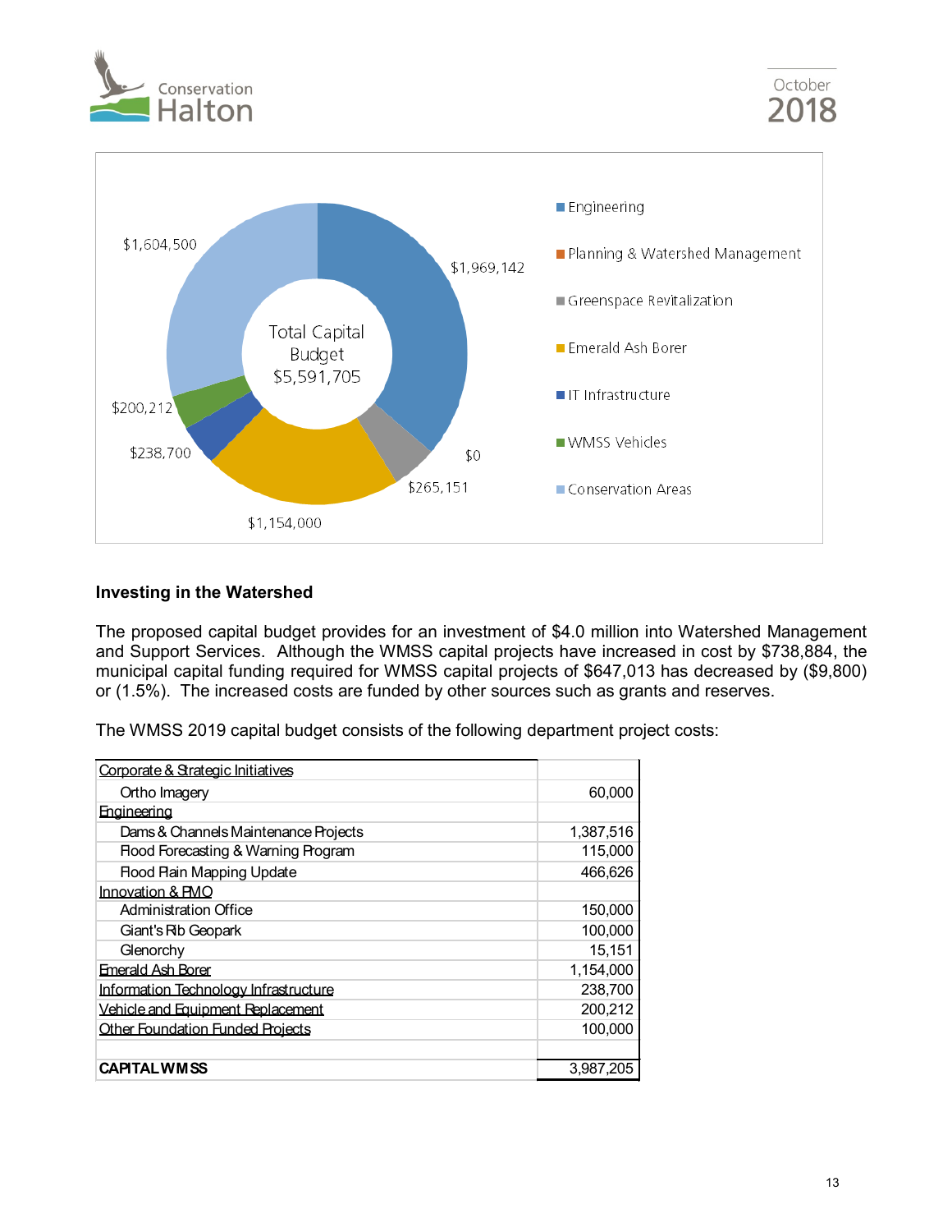Total Capital Budget $5,591,705

- Engineering: $1,969,142
- Planning & Watershed Management: $0
- Greenspace Revitalization: $265,151
- Emerald Ash Borer: $1,154,000
- IT Infrastructure: $238,700
- WMSS Vehicles: $200,212
- Conservation Areas: $1,604,500

## Investing in the Watershed

The proposed capital budget provides for an investment of $4.0 million into Watershed Management and Support Services. Although the WMSS capital projects have increased in cost by $738,884, the municipal capital funding required for WMSS capital projects of $647,013 has decreased by ($9,800) or (1.5%). The increased costs are funded by other sources such as grants and reserves.

The WMSS 2019 capital budget consists of the following department project costs:

| | |
|---|---|
| Corporate & Strategic Initiatives | |
| Ortho Imagery | 60,000 |
| Engineering | |
| Dams & Channels Maintenance Projects | 1,387,516 |
| Flood Forecasting & Warning Program | 115,000 |
| Flood Plain Mapping Update | 466,626 |
| Innovation & PMO | |
| Administration Office | 150,000 |
| Giant's Rib Geopark | 100,000 |
| Glenorchy | 15,151 |
| Emerald Ash Borer | 1,154,000 |
| Information Technology Infrastructure | 238,700 |
| Vehicle and Equipment Replacement | 200,212 |
| Other Foundation Funded Projects | 100,000 |
| | |
| **CAPITAL WMSS** | 3,987,205 |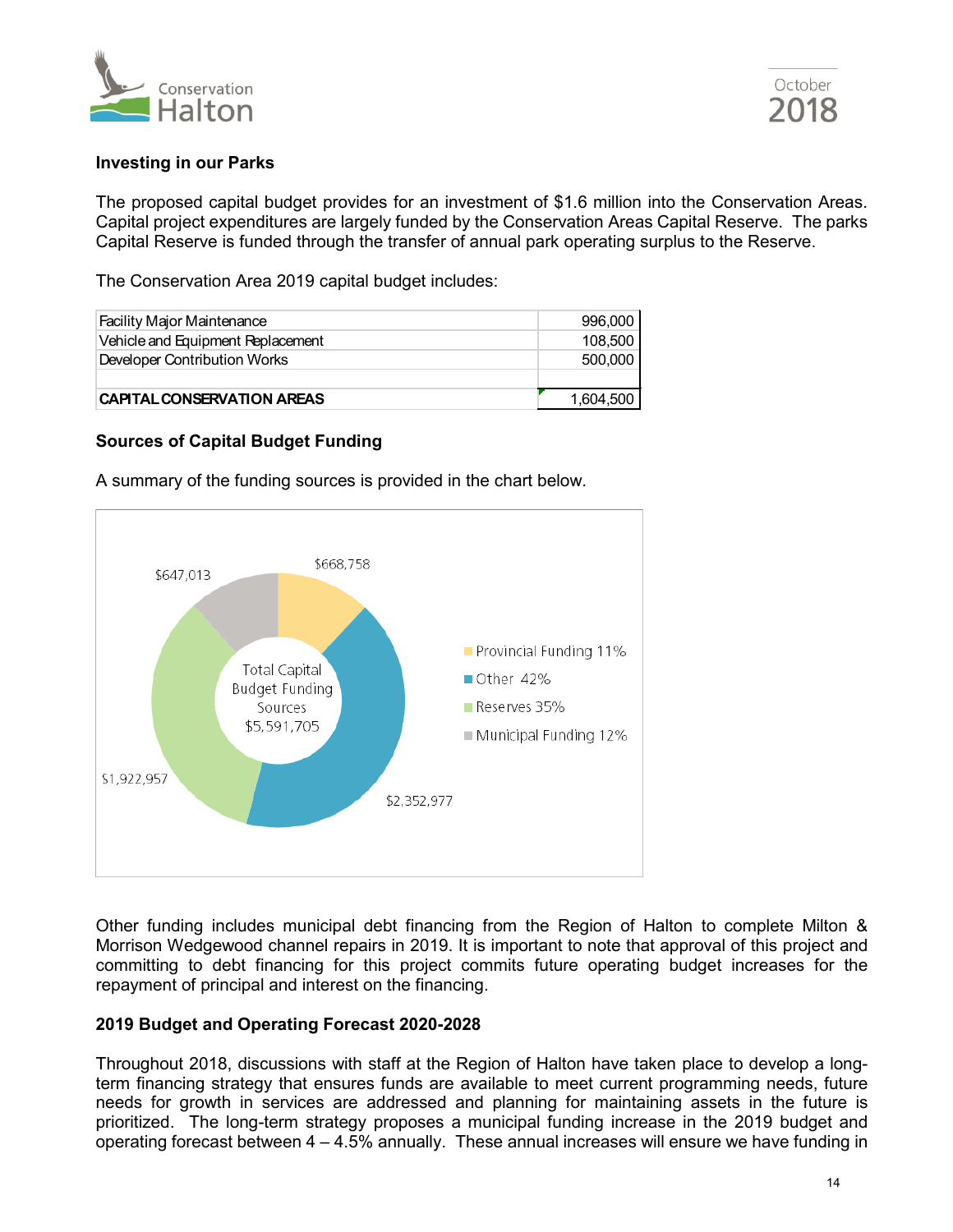### Investing in our Parks

The proposed capital budget provides for an investment of $1.6 million into the Conservation Areas. Capital project expenditures are largely funded by the Conservation Areas Capital Reserve. The parks Capital Reserve is funded through the transfer of annual park operating surplus to the Reserve.

The Conservation Area 2019 capital budget includes:

| | |
|---|---|
| Facility Major Maintenance | 996,000 |
| Vehicle and Equipment Replacement | 108,500 |
| Developer Contribution Works | 500,000 |
| | |
| **CAPITAL CONSERVATION AREAS** | 1,604,500 |

### Sources of Capital Budget Funding

A summary of the funding sources is provided in the chart below.

Total Capital Budget Funding Sources $5,591,705

- Provincial Funding 11% – $668,758
- Other 42% – $2,352,977
- Reserves 35% – $1,922,957
- Municipal Funding 12% – $647,013

Other funding includes municipal debt financing from the Region of Halton to complete Milton & Morrison Wedgewood channel repairs in 2019. It is important to note that approval of this project and committing to debt financing for this project commits future operating budget increases for the repayment of principal and interest on the financing.

### 2019 Budget and Operating Forecast 2020-2028

Throughout 2018, discussions with staff at the Region of Halton have taken place to develop a long-term financing strategy that ensures funds are available to meet current programming needs, future needs for growth in services are addressed and planning for maintaining assets in the future is prioritized. The long-term strategy proposes a municipal funding increase in the 2019 budget and operating forecast between 4 – 4.5% annually. These annual increases will ensure we have funding in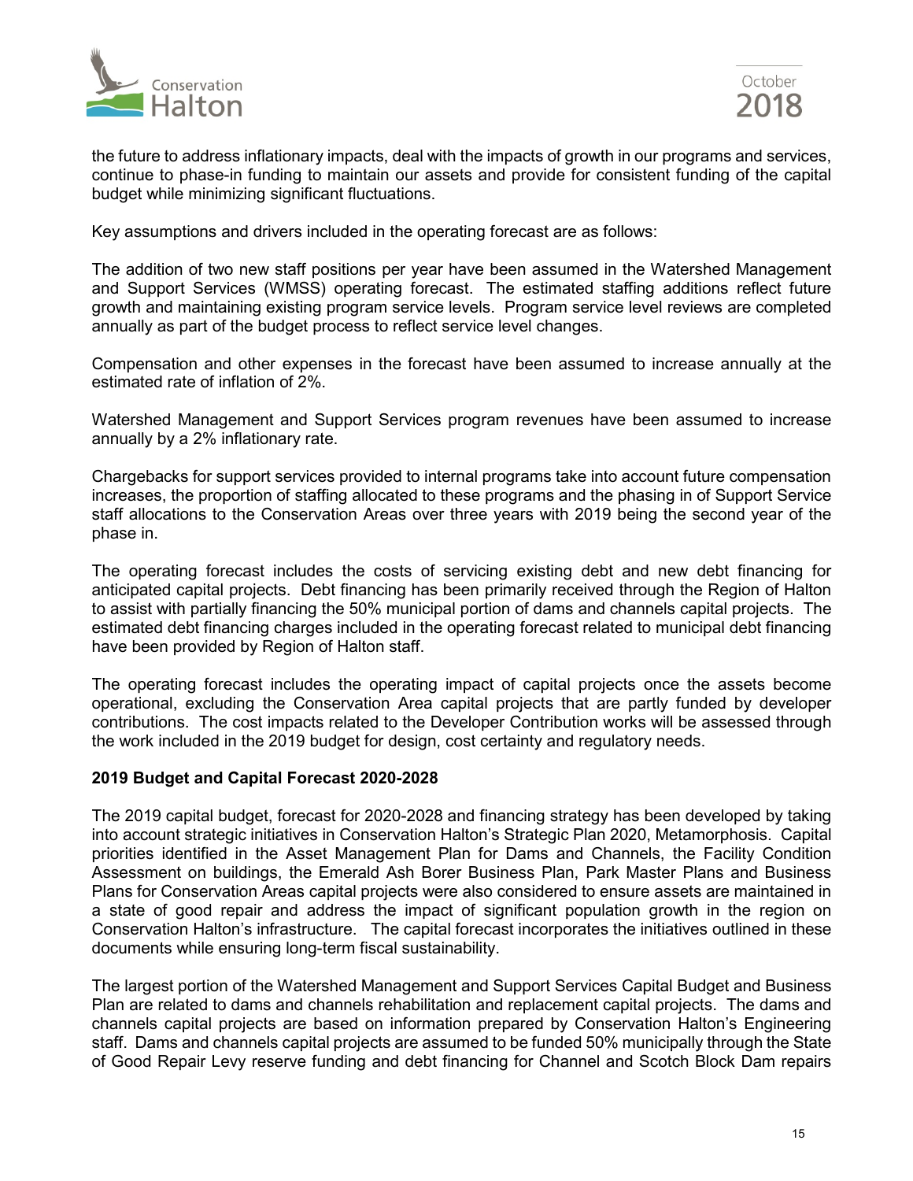the future to address inflationary impacts, deal with the impacts of growth in our programs and services, continue to phase-in funding to maintain our assets and provide for consistent funding of the capital budget while minimizing significant fluctuations.

Key assumptions and drivers included in the operating forecast are as follows:

The addition of two new staff positions per year have been assumed in the Watershed Management and Support Services (WMSS) operating forecast. The estimated staffing additions reflect future growth and maintaining existing program service levels. Program service level reviews are completed annually as part of the budget process to reflect service level changes.

Compensation and other expenses in the forecast have been assumed to increase annually at the estimated rate of inflation of 2%.

Watershed Management and Support Services program revenues have been assumed to increase annually by a 2% inflationary rate.

Chargebacks for support services provided to internal programs take into account future compensation increases, the proportion of staffing allocated to these programs and the phasing in of Support Service staff allocations to the Conservation Areas over three years with 2019 being the second year of the phase in.

The operating forecast includes the costs of servicing existing debt and new debt financing for anticipated capital projects. Debt financing has been primarily received through the Region of Halton to assist with partially financing the 50% municipal portion of dams and channels capital projects. The estimated debt financing charges included in the operating forecast related to municipal debt financing have been provided by Region of Halton staff.

The operating forecast includes the operating impact of capital projects once the assets become operational, excluding the Conservation Area capital projects that are partly funded by developer contributions. The cost impacts related to the Developer Contribution works will be assessed through the work included in the 2019 budget for design, cost certainty and regulatory needs.

**2019 Budget and Capital Forecast 2020-2028**

The 2019 capital budget, forecast for 2020-2028 and financing strategy has been developed by taking into account strategic initiatives in Conservation Halton's Strategic Plan 2020, Metamorphosis. Capital priorities identified in the Asset Management Plan for Dams and Channels, the Facility Condition Assessment on buildings, the Emerald Ash Borer Business Plan, Park Master Plans and Business Plans for Conservation Areas capital projects were also considered to ensure assets are maintained in a state of good repair and address the impact of significant population growth in the region on Conservation Halton's infrastructure. The capital forecast incorporates the initiatives outlined in these documents while ensuring long-term fiscal sustainability.

The largest portion of the Watershed Management and Support Services Capital Budget and Business Plan are related to dams and channels rehabilitation and replacement capital projects. The dams and channels capital projects are based on information prepared by Conservation Halton's Engineering staff. Dams and channels capital projects are assumed to be funded 50% municipally through the State of Good Repair Levy reserve funding and debt financing for Channel and Scotch Block Dam repairs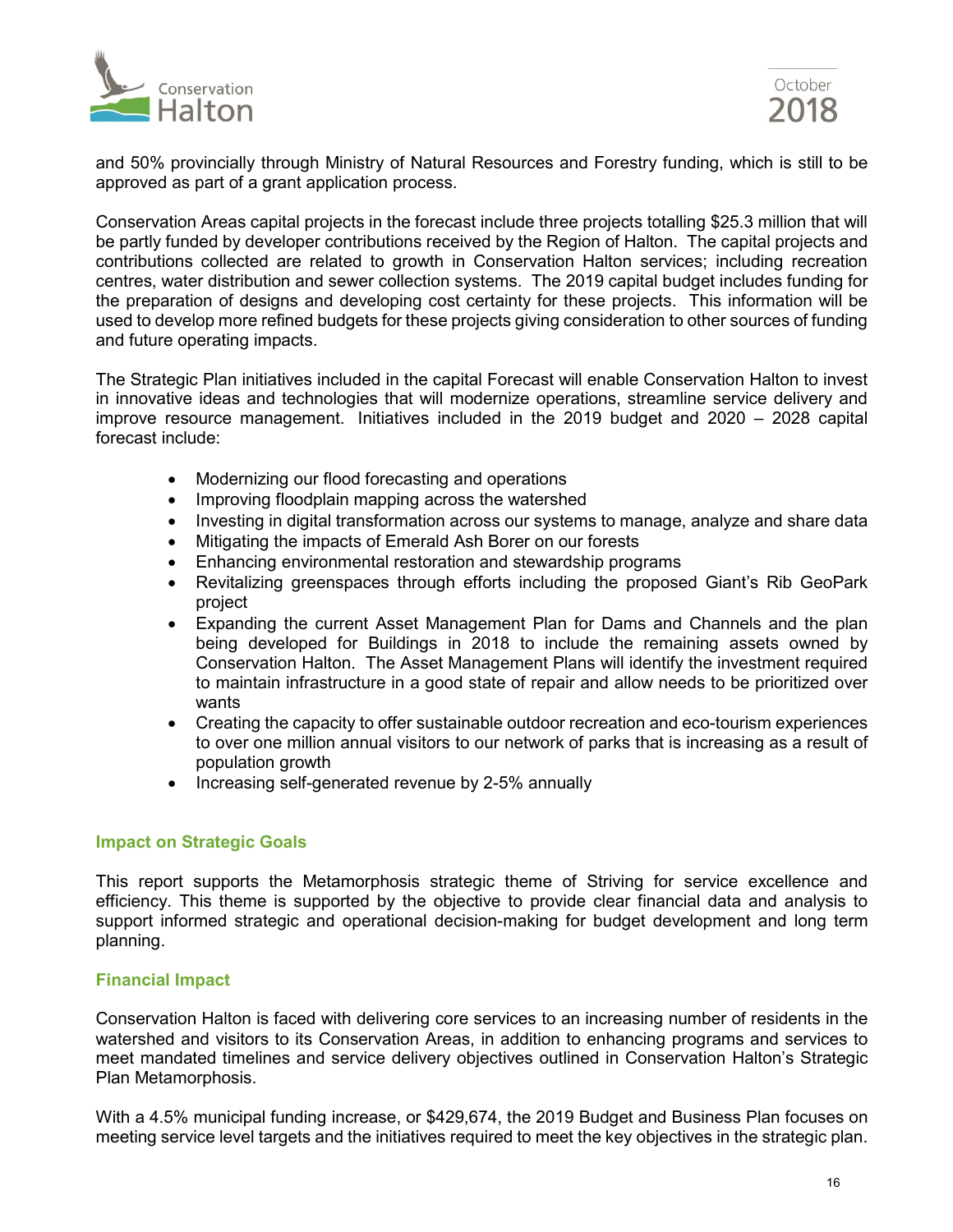and 50% provincially through Ministry of Natural Resources and Forestry funding, which is still to be approved as part of a grant application process.

Conservation Areas capital projects in the forecast include three projects totalling $25.3 million that will be partly funded by developer contributions received by the Region of Halton. The capital projects and contributions collected are related to growth in Conservation Halton services; including recreation centres, water distribution and sewer collection systems. The 2019 capital budget includes funding for the preparation of designs and developing cost certainty for these projects. This information will be used to develop more refined budgets for these projects giving consideration to other sources of funding and future operating impacts.

The Strategic Plan initiatives included in the capital Forecast will enable Conservation Halton to invest in innovative ideas and technologies that will modernize operations, streamline service delivery and improve resource management. Initiatives included in the 2019 budget and 2020 – 2028 capital forecast include:

- Modernizing our flood forecasting and operations
- Improving floodplain mapping across the watershed
- Investing in digital transformation across our systems to manage, analyze and share data
- Mitigating the impacts of Emerald Ash Borer on our forests
- Enhancing environmental restoration and stewardship programs
- Revitalizing greenspaces through efforts including the proposed Giant's Rib GeoPark project
- Expanding the current Asset Management Plan for Dams and Channels and the plan being developed for Buildings in 2018 to include the remaining assets owned by Conservation Halton. The Asset Management Plans will identify the investment required to maintain infrastructure in a good state of repair and allow needs to be prioritized over wants
- Creating the capacity to offer sustainable outdoor recreation and eco-tourism experiences to over one million annual visitors to our network of parks that is increasing as a result of population growth
- Increasing self-generated revenue by 2-5% annually

### Impact on Strategic Goals

This report supports the Metamorphosis strategic theme of Striving for service excellence and efficiency. This theme is supported by the objective to provide clear financial data and analysis to support informed strategic and operational decision-making for budget development and long term planning.

### Financial Impact

Conservation Halton is faced with delivering core services to an increasing number of residents in the watershed and visitors to its Conservation Areas, in addition to enhancing programs and services to meet mandated timelines and service delivery objectives outlined in Conservation Halton's Strategic Plan Metamorphosis.

With a 4.5% municipal funding increase, or $429,674, the 2019 Budget and Business Plan focuses on meeting service level targets and the initiatives required to meet the key objectives in the strategic plan.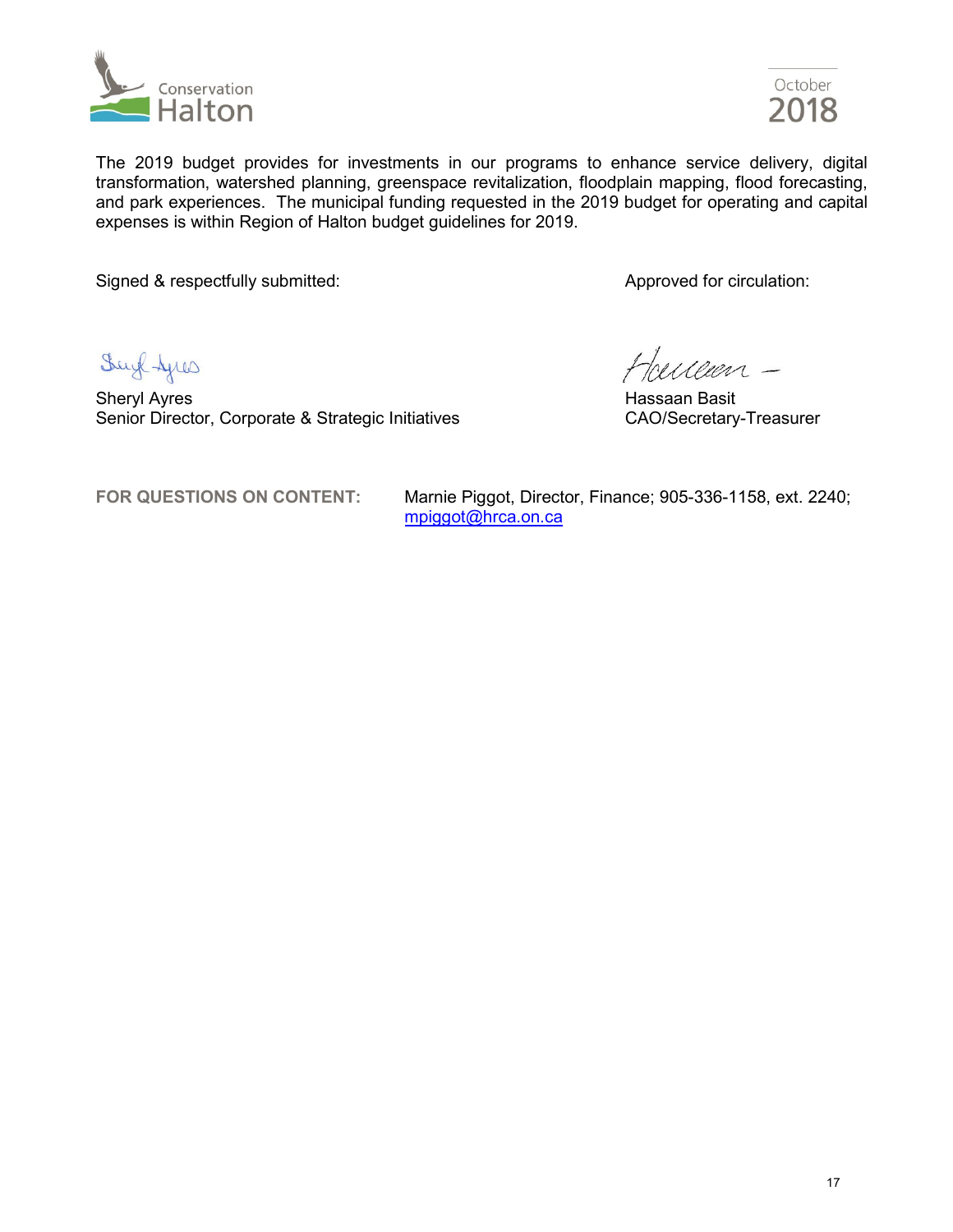The 2019 budget provides for investments in our programs to enhance service delivery, digital transformation, watershed planning, greenspace revitalization, floodplain mapping, flood forecasting, and park experiences. The municipal funding requested in the 2019 budget for operating and capital expenses is within Region of Halton budget guidelines for 2019.

Signed & respectfully submitted:

Sheryl Ayres
Senior Director, Corporate & Strategic Initiatives

Approved for circulation:

Hassaan Basit
CAO/Secretary-Treasurer

**FOR QUESTIONS ON CONTENT:** Marnie Piggot, Director, Finance; 905-336-1158, ext. 2240; mpiggot@hrca.on.ca